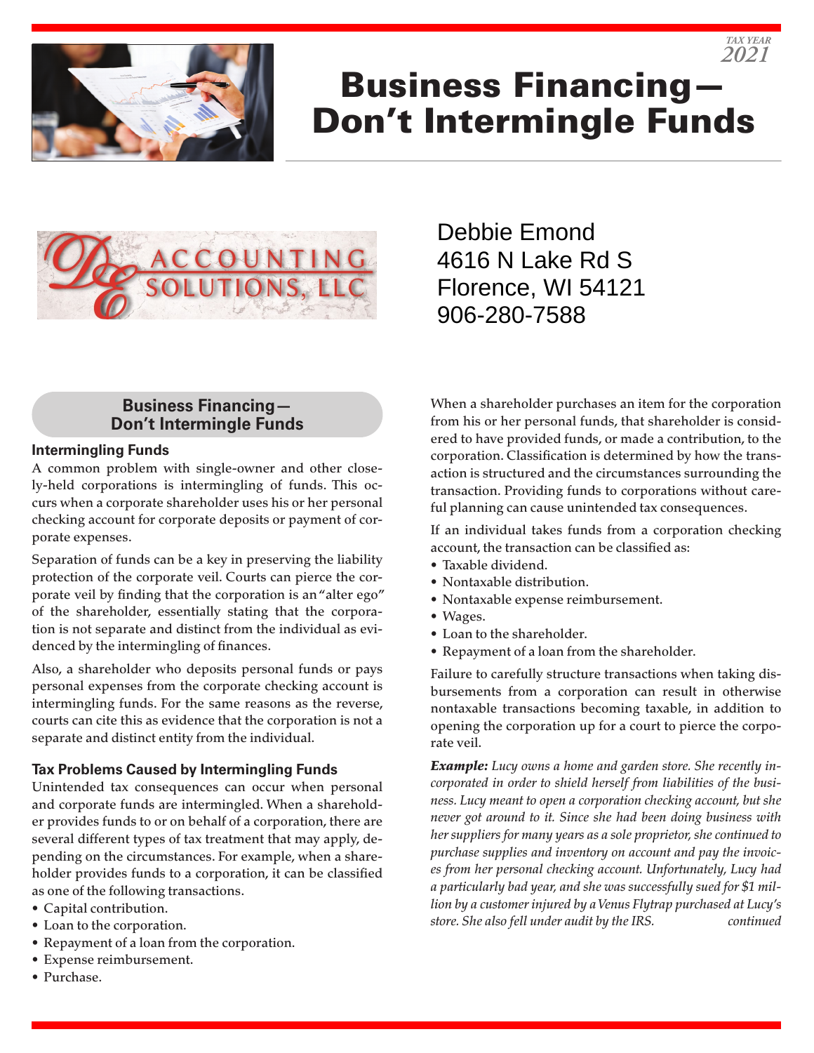TAX YEAR 2021

# Business Financing—Don't Intermingle Funds

Debbie Emond
4616 N Lake Rd S
Florence, WI 54121
906-280-7588

## Business Financing—Don't Intermingle Funds

### Intermingling Funds

A common problem with single-owner and other closely-held corporations is intermingling of funds. This occurs when a corporate shareholder uses his or her personal checking account for corporate deposits or payment of corporate expenses.

Separation of funds can be a key in preserving the liability protection of the corporate veil. Courts can pierce the corporate veil by finding that the corporation is an "alter ego" of the shareholder, essentially stating that the corporation is not separate and distinct from the individual as evidenced by the intermingling of finances.

Also, a shareholder who deposits personal funds or pays personal expenses from the corporate checking account is intermingling funds. For the same reasons as the reverse, courts can cite this as evidence that the corporation is not a separate and distinct entity from the individual.

### Tax Problems Caused by Intermingling Funds

Unintended tax consequences can occur when personal and corporate funds are intermingled. When a shareholder provides funds to or on behalf of a corporation, there are several different types of tax treatment that may apply, depending on the circumstances. For example, when a shareholder provides funds to a corporation, it can be classified as one of the following transactions.

- Capital contribution.
- Loan to the corporation.
- Repayment of a loan from the corporation.
- Expense reimbursement.
- Purchase.

When a shareholder purchases an item for the corporation from his or her personal funds, that shareholder is considered to have provided funds, or made a contribution, to the corporation. Classification is determined by how the transaction is structured and the circumstances surrounding the transaction. Providing funds to corporations without careful planning can cause unintended tax consequences.

If an individual takes funds from a corporation checking account, the transaction can be classified as:

- Taxable dividend.
- Nontaxable distribution.
- Nontaxable expense reimbursement.
- Wages.
- Loan to the shareholder.
- Repayment of a loan from the shareholder.

Failure to carefully structure transactions when taking disbursements from a corporation can result in otherwise nontaxable transactions becoming taxable, in addition to opening the corporation up for a court to pierce the corporate veil.

***Example:*** *Lucy owns a home and garden store. She recently incorporated in order to shield herself from liabilities of the business. Lucy meant to open a corporation checking account, but she never got around to it. Since she had been doing business with her suppliers for many years as a sole proprietor, she continued to purchase supplies and inventory on account and pay the invoices from her personal checking account. Unfortunately, Lucy had a particularly bad year, and she was successfully sued for $1 million by a customer injured by a Venus Flytrap purchased at Lucy's store. She also fell under audit by the IRS.* *continued*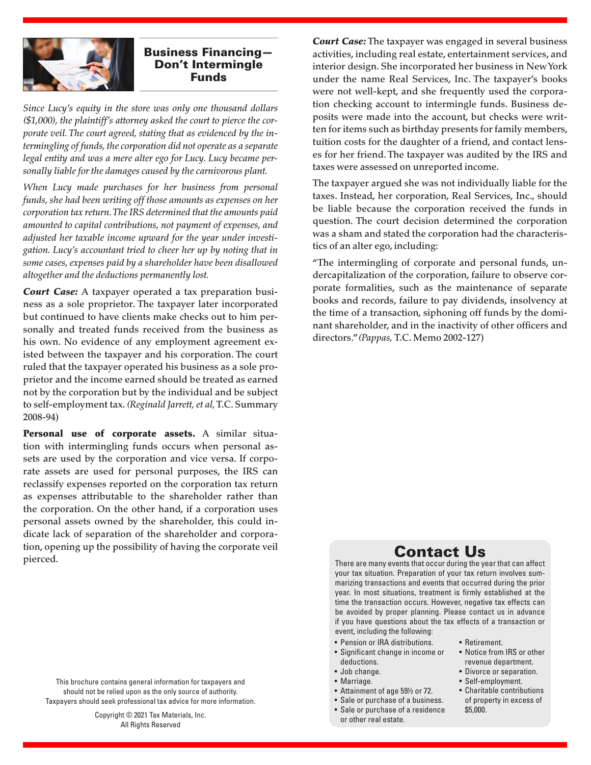## Business Financing—Don't Intermingle Funds

*Since Lucy's equity in the store was only one thousand dollars ($1,000), the plaintiff's attorney asked the court to pierce the corporate veil. The court agreed, stating that as evidenced by the intermingling of funds, the corporation did not operate as a separate legal entity and was a mere alter ego for Lucy. Lucy became personally liable for the damages caused by the carnivorous plant.*

*When Lucy made purchases for her business from personal funds, she had been writing off those amounts as expenses on her corporation tax return. The IRS determined that the amounts paid amounted to capital contributions, not payment of expenses, and adjusted her taxable income upward for the year under investigation. Lucy's accountant tried to cheer her up by noting that in some cases, expenses paid by a shareholder have been disallowed altogether and the deductions permanently lost.*

***Court Case:*** A taxpayer operated a tax preparation business as a sole proprietor. The taxpayer later incorporated but continued to have clients make checks out to him personally and treated funds received from the business as his own. No evidence of any employment agreement existed between the taxpayer and his corporation. The court ruled that the taxpayer operated his business as a sole proprietor and the income earned should be treated as earned not by the corporation but by the individual and be subject to self-employment tax. *(Reginald Jarrett, et al,* T.C. Summary 2008-94)

**Personal use of corporate assets.** A similar situation with intermingling funds occurs when personal assets are used by the corporation and vice versa. If corporate assets are used for personal purposes, the IRS can reclassify expenses reported on the corporation tax return as expenses attributable to the shareholder rather than the corporation. On the other hand, if a corporation uses personal assets owned by the shareholder, this could indicate lack of separation of the shareholder and corporation, opening up the possibility of having the corporate veil pierced.

***Court Case:*** The taxpayer was engaged in several business activities, including real estate, entertainment services, and interior design. She incorporated her business in New York under the name Real Services, Inc. The taxpayer's books were not well-kept, and she frequently used the corporation checking account to intermingle funds. Business deposits were made into the account, but checks were written for items such as birthday presents for family members, tuition costs for the daughter of a friend, and contact lenses for her friend. The taxpayer was audited by the IRS and taxes were assessed on unreported income.

The taxpayer argued she was not individually liable for the taxes. Instead, her corporation, Real Services, Inc., should be liable because the corporation received the funds in question. The court decision determined the corporation was a sham and stated the corporation had the characteristics of an alter ego, including:

"The intermingling of corporate and personal funds, undercapitalization of the corporation, failure to observe corporate formalities, such as the maintenance of separate books and records, failure to pay dividends, insolvency at the time of a transaction, siphoning off funds by the dominant shareholder, and in the inactivity of other officers and directors." *(Pappas,* T.C. Memo 2002-127)

## Contact Us

There are many events that occur during the year that can affect your tax situation. Preparation of your tax return involves summarizing transactions and events that occurred during the prior year. In most situations, treatment is firmly established at the time the transaction occurs. However, negative tax effects can be avoided by proper planning. Please contact us in advance if you have questions about the tax effects of a transaction or event, including the following:

- Pension or IRA distributions.
- Significant change in income or deductions.
- Job change.
- Marriage.
- Attainment of age 59½ or 72.
- Sale or purchase of a business.
- Sale or purchase of a residence or other real estate.
- Retirement.
- Notice from IRS or other revenue department.
- Divorce or separation.
- Self-employment.
- Charitable contributions of property in excess of $5,000.

This brochure contains general information for taxpayers and should not be relied upon as the only source of authority. Taxpayers should seek professional tax advice for more information.

Copyright © 2021 Tax Materials, Inc.
All Rights Reserved